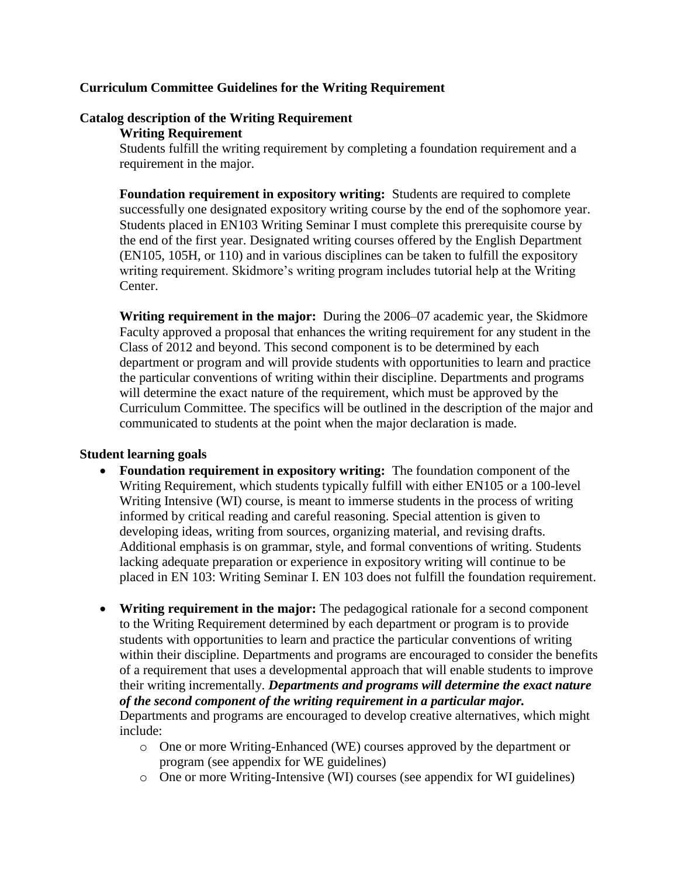## Curriculum Committee Guidelines for the Writing Requirement

### Catalog description of the Writing Requirement

**Writing Requirement**

Students fulfill the writing requirement by completing a foundation requirement and a requirement in the major.

**Foundation requirement in expository writing:** Students are required to complete successfully one designated expository writing course by the end of the sophomore year. Students placed in EN103 Writing Seminar I must complete this prerequisite course by the end of the first year. Designated writing courses offered by the English Department (EN105, 105H, or 110) and in various disciplines can be taken to fulfill the expository writing requirement. Skidmore's writing program includes tutorial help at the Writing Center.

**Writing requirement in the major:** During the 2006–07 academic year, the Skidmore Faculty approved a proposal that enhances the writing requirement for any student in the Class of 2012 and beyond. This second component is to be determined by each department or program and will provide students with opportunities to learn and practice the particular conventions of writing within their discipline. Departments and programs will determine the exact nature of the requirement, which must be approved by the Curriculum Committee. The specifics will be outlined in the description of the major and communicated to students at the point when the major declaration is made.

### Student learning goals

- **Foundation requirement in expository writing:** The foundation component of the Writing Requirement, which students typically fulfill with either EN105 or a 100-level Writing Intensive (WI) course, is meant to immerse students in the process of writing informed by critical reading and careful reasoning. Special attention is given to developing ideas, writing from sources, organizing material, and revising drafts. Additional emphasis is on grammar, style, and formal conventions of writing. Students lacking adequate preparation or experience in expository writing will continue to be placed in EN 103: Writing Seminar I. EN 103 does not fulfill the foundation requirement.

- **Writing requirement in the major:** The pedagogical rationale for a second component to the Writing Requirement determined by each department or program is to provide students with opportunities to learn and practice the particular conventions of writing within their discipline. Departments and programs are encouraged to consider the benefits of a requirement that uses a developmental approach that will enable students to improve their writing incrementally. ***Departments and programs will determine the exact nature of the second component of the writing requirement in a particular major.*** Departments and programs are encouraged to develop creative alternatives, which might include:
  - One or more Writing-Enhanced (WE) courses approved by the department or program (see appendix for WE guidelines)
  - One or more Writing-Intensive (WI) courses (see appendix for WI guidelines)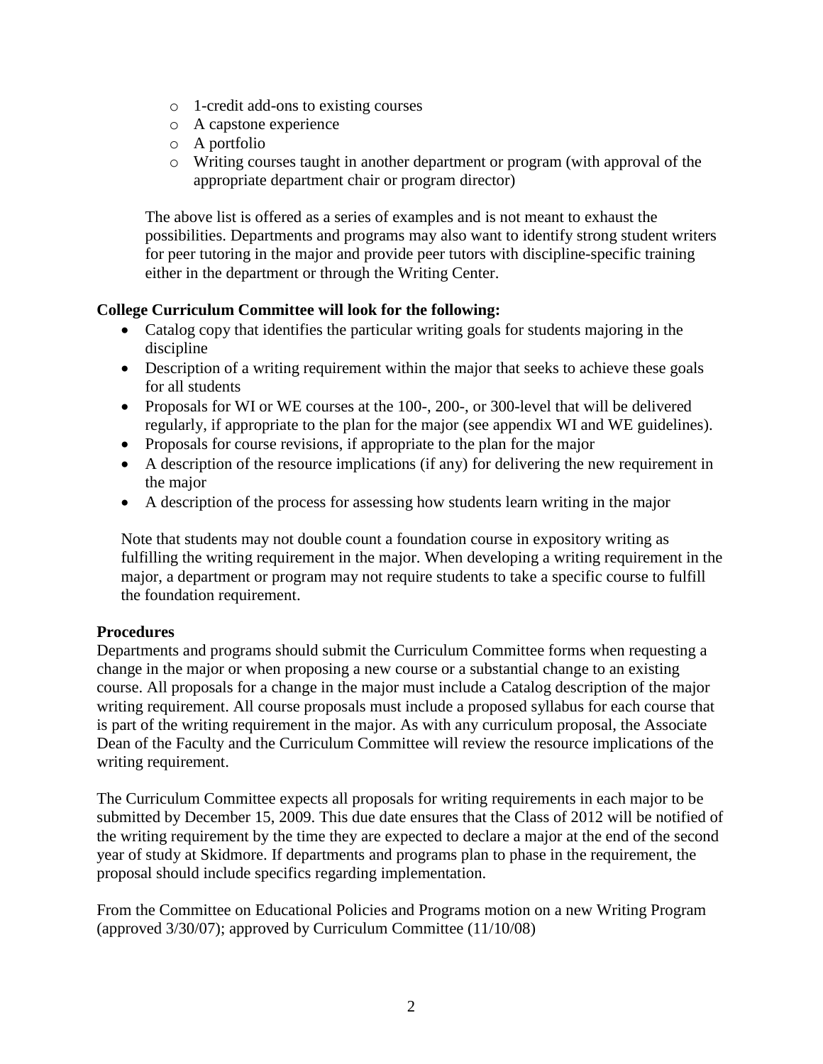- 1-credit add-ons to existing courses
  - A capstone experience
  - A portfolio
  - Writing courses taught in another department or program (with approval of the appropriate department chair or program director)

  The above list is offered as a series of examples and is not meant to exhaust the possibilities. Departments and programs may also want to identify strong student writers for peer tutoring in the major and provide peer tutors with discipline-specific training either in the department or through the Writing Center.

**College Curriculum Committee will look for the following:**

- Catalog copy that identifies the particular writing goals for students majoring in the discipline
- Description of a writing requirement within the major that seeks to achieve these goals for all students
- Proposals for WI or WE courses at the 100-, 200-, or 300-level that will be delivered regularly, if appropriate to the plan for the major (see appendix WI and WE guidelines).
- Proposals for course revisions, if appropriate to the plan for the major
- A description of the resource implications (if any) for delivering the new requirement in the major
- A description of the process for assessing how students learn writing in the major

  Note that students may not double count a foundation course in expository writing as fulfilling the writing requirement in the major. When developing a writing requirement in the major, a department or program may not require students to take a specific course to fulfill the foundation requirement.

**Procedures**

Departments and programs should submit the Curriculum Committee forms when requesting a change in the major or when proposing a new course or a substantial change to an existing course. All proposals for a change in the major must include a Catalog description of the major writing requirement. All course proposals must include a proposed syllabus for each course that is part of the writing requirement in the major. As with any curriculum proposal, the Associate Dean of the Faculty and the Curriculum Committee will review the resource implications of the writing requirement.

The Curriculum Committee expects all proposals for writing requirements in each major to be submitted by December 15, 2009. This due date ensures that the Class of 2012 will be notified of the writing requirement by the time they are expected to declare a major at the end of the second year of study at Skidmore. If departments and programs plan to phase in the requirement, the proposal should include specifics regarding implementation.

From the Committee on Educational Policies and Programs motion on a new Writing Program (approved 3/30/07); approved by Curriculum Committee (11/10/08)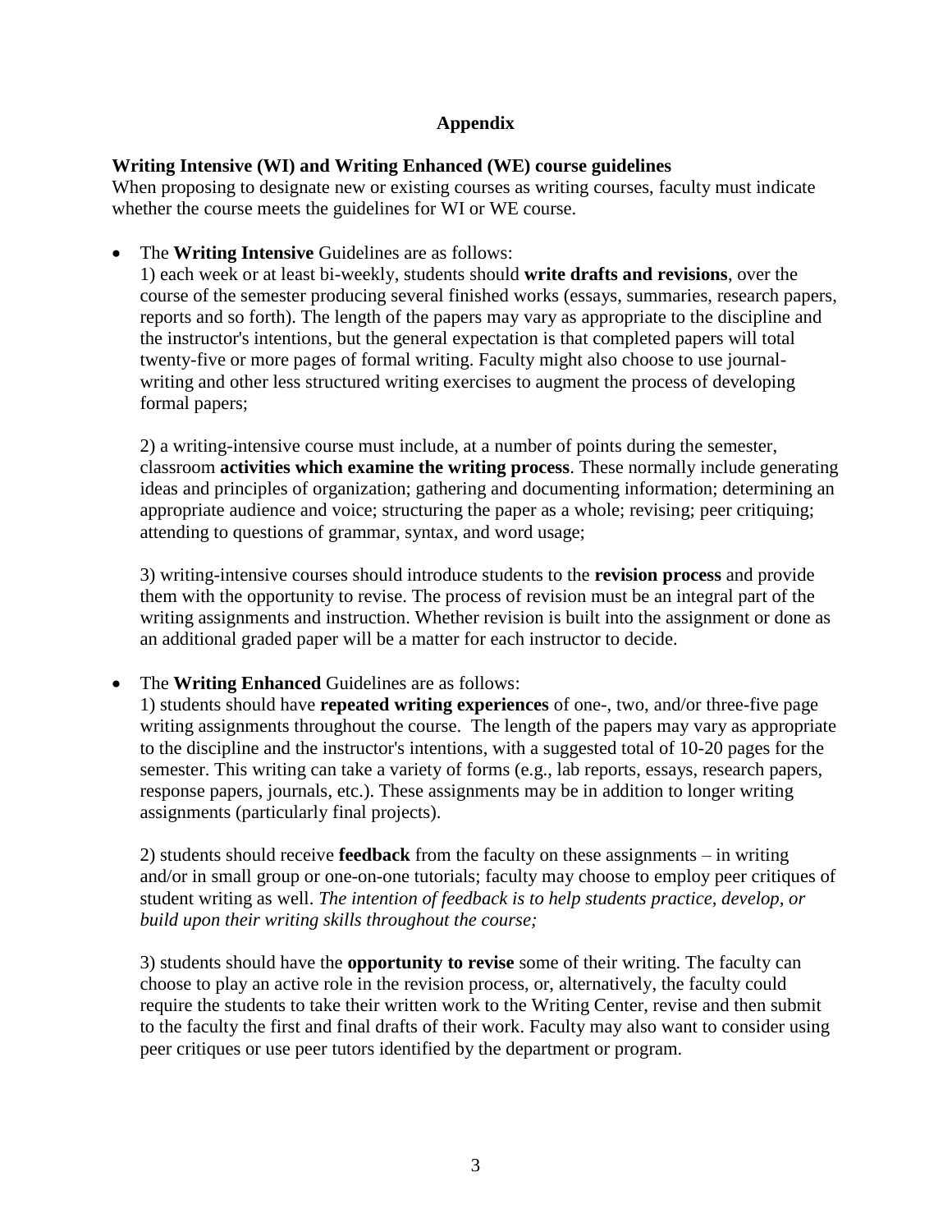## Appendix

**Writing Intensive (WI) and Writing Enhanced (WE) course guidelines**
When proposing to designate new or existing courses as writing courses, faculty must indicate whether the course meets the guidelines for WI or WE course.

- The **Writing Intensive** Guidelines are as follows:
  1) each week or at least bi-weekly, students should **write drafts and revisions**, over the course of the semester producing several finished works (essays, summaries, research papers, reports and so forth). The length of the papers may vary as appropriate to the discipline and the instructor's intentions, but the general expectation is that completed papers will total twenty-five or more pages of formal writing. Faculty might also choose to use journal-writing and other less structured writing exercises to augment the process of developing formal papers;

  2) a writing-intensive course must include, at a number of points during the semester, classroom **activities which examine the writing process**. These normally include generating ideas and principles of organization; gathering and documenting information; determining an appropriate audience and voice; structuring the paper as a whole; revising; peer critiquing; attending to questions of grammar, syntax, and word usage;

  3) writing-intensive courses should introduce students to the **revision process** and provide them with the opportunity to revise. The process of revision must be an integral part of the writing assignments and instruction. Whether revision is built into the assignment or done as an additional graded paper will be a matter for each instructor to decide.

- The **Writing Enhanced** Guidelines are as follows:
  1) students should have **repeated writing experiences** of one-, two, and/or three-five page writing assignments throughout the course. The length of the papers may vary as appropriate to the discipline and the instructor's intentions, with a suggested total of 10-20 pages for the semester. This writing can take a variety of forms (e.g., lab reports, essays, research papers, response papers, journals, etc.). These assignments may be in addition to longer writing assignments (particularly final projects).

  2) students should receive **feedback** from the faculty on these assignments – in writing and/or in small group or one-on-one tutorials; faculty may choose to employ peer critiques of student writing as well. *The intention of feedback is to help students practice, develop, or build upon their writing skills throughout the course;*

  3) students should have the **opportunity to revise** some of their writing. The faculty can choose to play an active role in the revision process, or, alternatively, the faculty could require the students to take their written work to the Writing Center, revise and then submit to the faculty the first and final drafts of their work. Faculty may also want to consider using peer critiques or use peer tutors identified by the department or program.